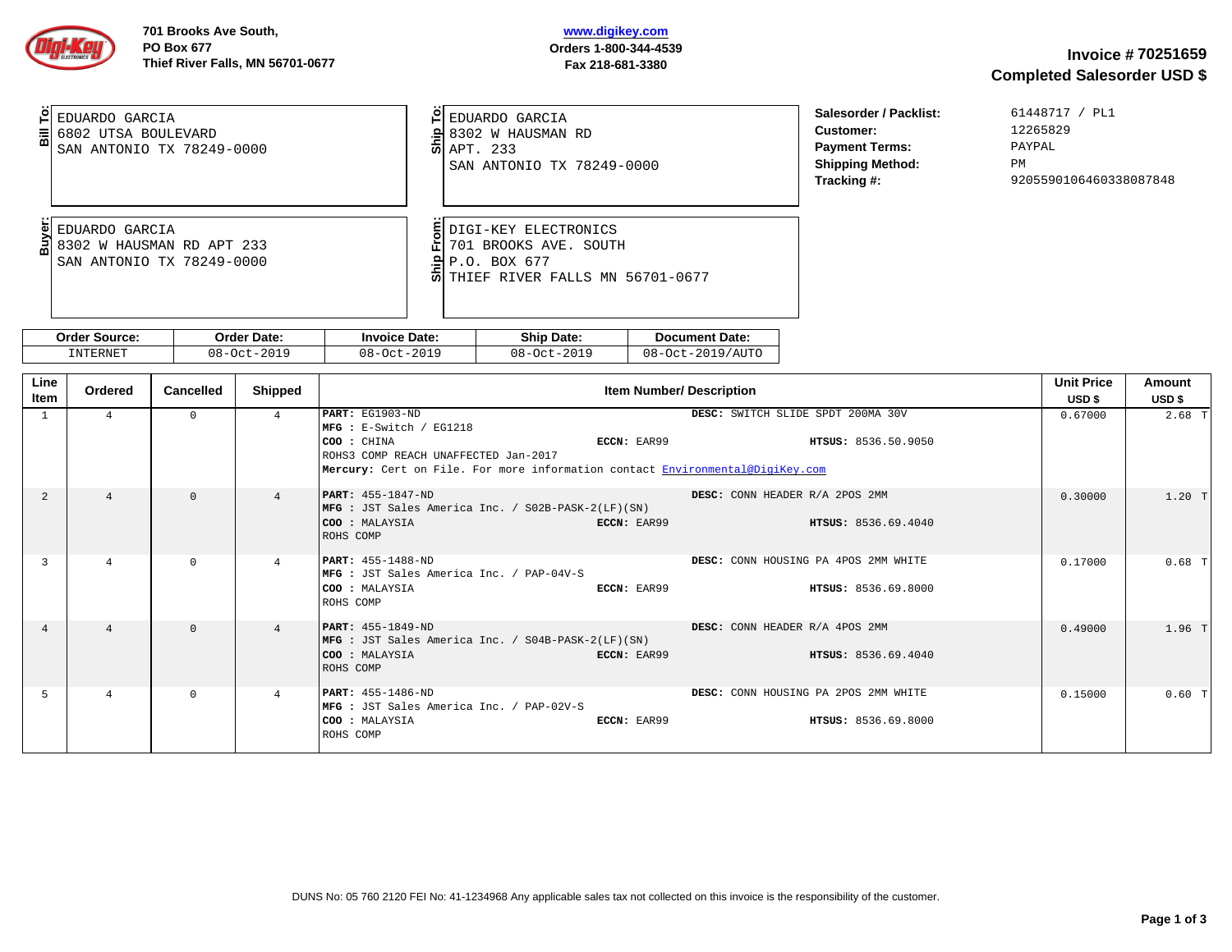701 Brooks Ave South,
PO Box 677
Thief River Falls, MN 56701-0677

www.digikey.com
Orders 1-800-344-4539
Fax 218-681-3380

## Invoice # 70251659
## Completed Salesorder USD $

**Bill To:**
EDUARDO GARCIA
6802 UTSA BOULEVARD
SAN ANTONIO TX 78249-0000

**Ship To:**
EDUARDO GARCIA
8302 W HAUSMAN RD
APT. 233
SAN ANTONIO TX 78249-0000

**Salesorder / Packlist:** 61448717 / PL1
**Customer:** 12265829
**Payment Terms:** PAYPAL
**Shipping Method:** PM
**Tracking #:** 9205590106460338087848

**Buyer:**
EDUARDO GARCIA
8302 W HAUSMAN RD APT 233
SAN ANTONIO TX 78249-0000

**Ship From:**
DIGI-KEY ELECTRONICS
701 BROOKS AVE. SOUTH
P.O. BOX 677
THIEF RIVER FALLS MN 56701-0677

| Order Source: | Order Date: | Invoice Date: | Ship Date: | Document Date: |
|---|---|---|---|---|
| INTERNET | 08-Oct-2019 | 08-Oct-2019 | 08-Oct-2019 | 08-Oct-2019/AUTO |

| Line Item | Ordered | Cancelled | Shipped | Item Number/ Description | Unit Price USD $ | Amount USD $ |
|---|---|---|---|---|---|---|
| 1 | 4 | 0 | 4 | **PART:** EG1903-ND **DESC:** SWITCH SLIDE SPDT 200MA 30V<br>**MFG :** E-Switch / EG1218<br>**COO :** CHINA **ECCN:** EAR99 **HTSUS:** 8536.50.9050<br>ROHS3 COMP REACH UNAFFECTED Jan-2017<br>**Mercury:** Cert on File. For more information contact Environmental@DigiKey.com | 0.67000 | 2.68 T |
| 2 | 4 | 0 | 4 | **PART:** 455-1847-ND **DESC:** CONN HEADER R/A 2POS 2MM<br>**MFG :** JST Sales America Inc. / S02B-PASK-2(LF)(SN)<br>**COO :** MALAYSIA **ECCN:** EAR99 **HTSUS:** 8536.69.4040<br>ROHS COMP | 0.30000 | 1.20 T |
| 3 | 4 | 0 | 4 | **PART:** 455-1488-ND **DESC:** CONN HOUSING PA 4POS 2MM WHITE<br>**MFG :** JST Sales America Inc. / PAP-04V-S<br>**COO :** MALAYSIA **ECCN:** EAR99 **HTSUS:** 8536.69.8000<br>ROHS COMP | 0.17000 | 0.68 T |
| 4 | 4 | 0 | 4 | **PART:** 455-1849-ND **DESC:** CONN HEADER R/A 4POS 2MM<br>**MFG :** JST Sales America Inc. / S04B-PASK-2(LF)(SN)<br>**COO :** MALAYSIA **ECCN:** EAR99 **HTSUS:** 8536.69.4040<br>ROHS COMP | 0.49000 | 1.96 T |
| 5 | 4 | 0 | 4 | **PART:** 455-1486-ND **DESC:** CONN HOUSING PA 2POS 2MM WHITE<br>**MFG :** JST Sales America Inc. / PAP-02V-S<br>**COO :** MALAYSIA **ECCN:** EAR99 **HTSUS:** 8536.69.8000<br>ROHS COMP | 0.15000 | 0.60 T |

DUNS No: 05 760 2120 FEI No: 41-1234968 Any applicable sales tax not collected on this invoice is the responsibility of the customer.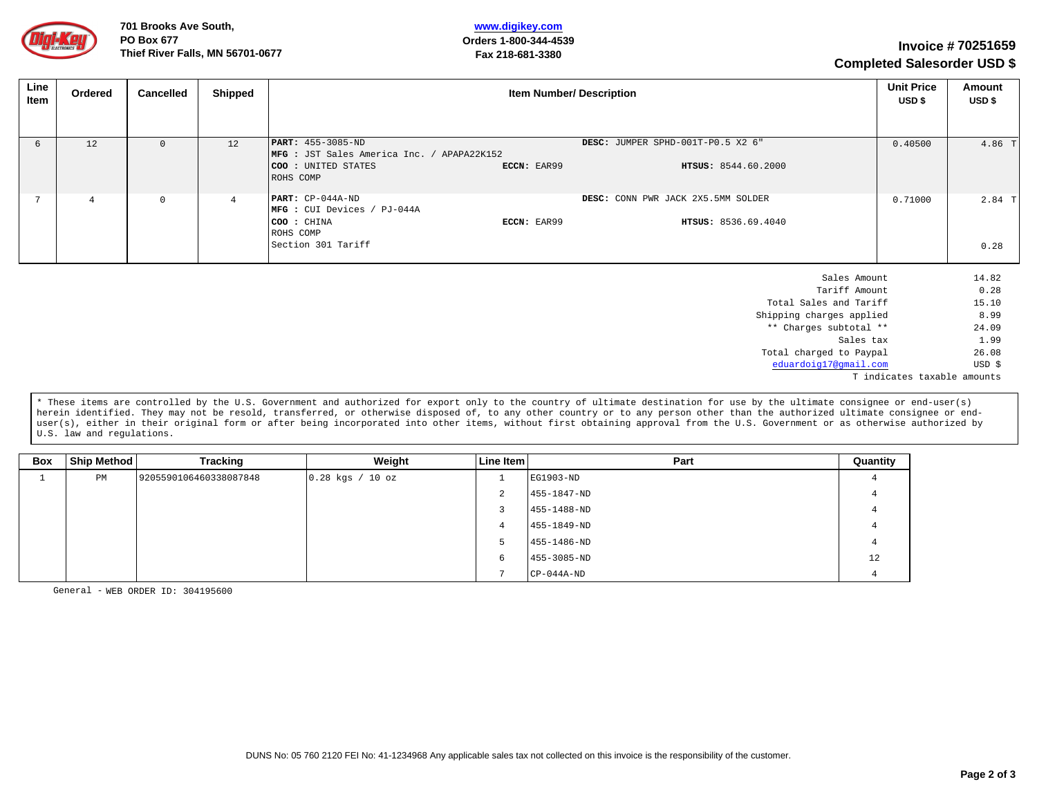701 Brooks Ave South,
PO Box 677
Thief River Falls, MN 56701-0677

www.digikey.com
Orders 1-800-344-4539
Fax 218-681-3380

## Invoice # 70251659
## Completed Salesorder USD $

| Line Item | Ordered | Cancelled | Shipped | Item Number/ Description | Unit Price USD $ | Amount USD $ |
|---|---|---|---|---|---|---|
| 6 | 12 | 0 | 12 | **PART:** 455-3085-ND **DESC:** JUMPER SPHD-001T-P0.5 X2 6"<br>**MFG :** JST Sales America Inc. / APAPA22K152<br>**COO :** UNITED STATES **ECCN:** EAR99 **HTSUS:** 8544.60.2000<br>ROHS COMP | 0.40500 | 4.86 T |
| 7 | 4 | 0 | 4 | **PART:** CP-044A-ND **DESC:** CONN PWR JACK 2X5.5MM SOLDER<br>**MFG :** CUI Devices / PJ-044A<br>**COO :** CHINA **ECCN:** EAR99 **HTSUS:** 8536.69.4040<br>ROHS COMP<br>Section 301 Tariff | 0.71000 | 2.84 T<br><br>0.28 |

| | |
|---|---|
| Sales Amount | 14.82 |
| Tariff Amount | 0.28 |
| Total Sales and Tariff | 15.10 |
| Shipping charges applied | 8.99 |
| ** Charges subtotal ** | 24.09 |
| Sales tax | 1.99 |
| Total charged to Paypal | 26.08 |
| eduardoig17@gmail.com | USD $ |

T indicates taxable amounts

* These items are controlled by the U.S. Government and authorized for export only to the country of ultimate destination for use by the ultimate consignee or end-user(s) herein identified. They may not be resold, transferred, or otherwise disposed of, to any other country or to any person other than the authorized ultimate consignee or end-user(s), either in their original form or after being incorporated into other items, without first obtaining approval from the U.S. Government or as otherwise authorized by U.S. law and regulations.

| Box | Ship Method | Tracking | Weight | Line Item | Part | Quantity |
|---|---|---|---|---|---|---|
| 1 | PM | 9205590106460338087848 | 0.28 kgs / 10 oz | 1 | EG1903-ND | 4 |
| | | | | 2 | 455-1847-ND | 4 |
| | | | | 3 | 455-1488-ND | 4 |
| | | | | 4 | 455-1849-ND | 4 |
| | | | | 5 | 455-1486-ND | 4 |
| | | | | 6 | 455-3085-ND | 12 |
| | | | | 7 | CP-044A-ND | 4 |

General - WEB ORDER ID: 304195600

DUNS No: 05 760 2120 FEI No: 41-1234968 Any applicable sales tax not collected on this invoice is the responsibility of the customer.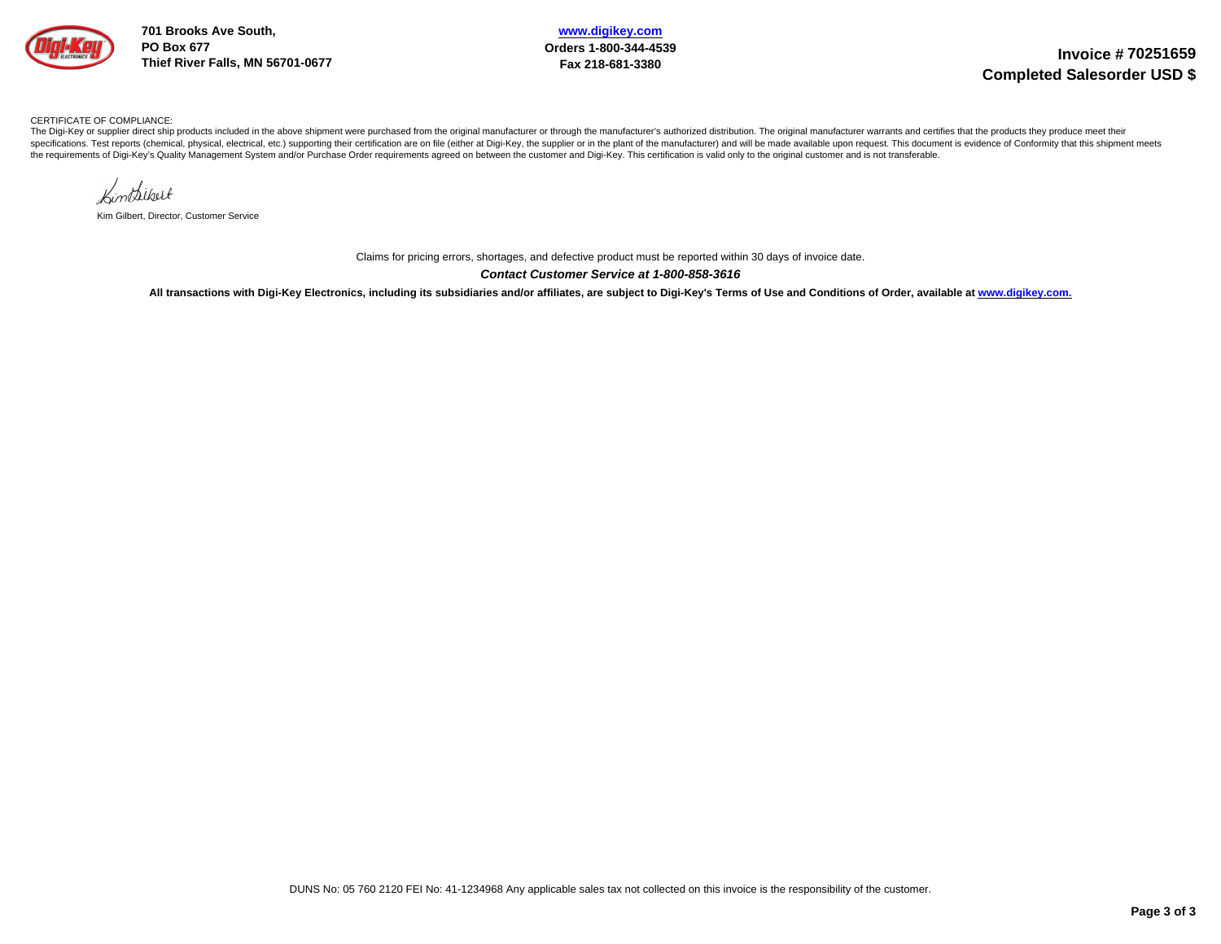701 Brooks Ave South,
PO Box 677
Thief River Falls, MN 56701-0677

www.digikey.com
Orders 1-800-344-4539
Fax 218-681-3380

**Invoice # 70251659**
**Completed Salesorder USD $**

CERTIFICATE OF COMPLIANCE:
The Digi-Key or supplier direct ship products included in the above shipment were purchased from the original manufacturer or through the manufacturer's authorized distribution. The original manufacturer warrants and certifies that the products they produce meet their specifications. Test reports (chemical, physical, electrical, etc.) supporting their certification are on file (either at Digi-Key, the supplier or in the plant of the manufacturer) and will be made available upon request. This document is evidence of Conformity that this shipment meets the requirements of Digi-Key's Quality Management System and/or Purchase Order requirements agreed on between the customer and Digi-Key. This certification is valid only to the original customer and is not transferable.

Kim Gilbert, Director, Customer Service

Claims for pricing errors, shortages, and defective product must be reported within 30 days of invoice date.

***Contact Customer Service at 1-800-858-3616***

**All transactions with Digi-Key Electronics, including its subsidiaries and/or affiliates, are subject to Digi-Key's Terms of Use and Conditions of Order, available at www.digikey.com.**

DUNS No: 05 760 2120 FEI No: 41-1234968 Any applicable sales tax not collected on this invoice is the responsibility of the customer.